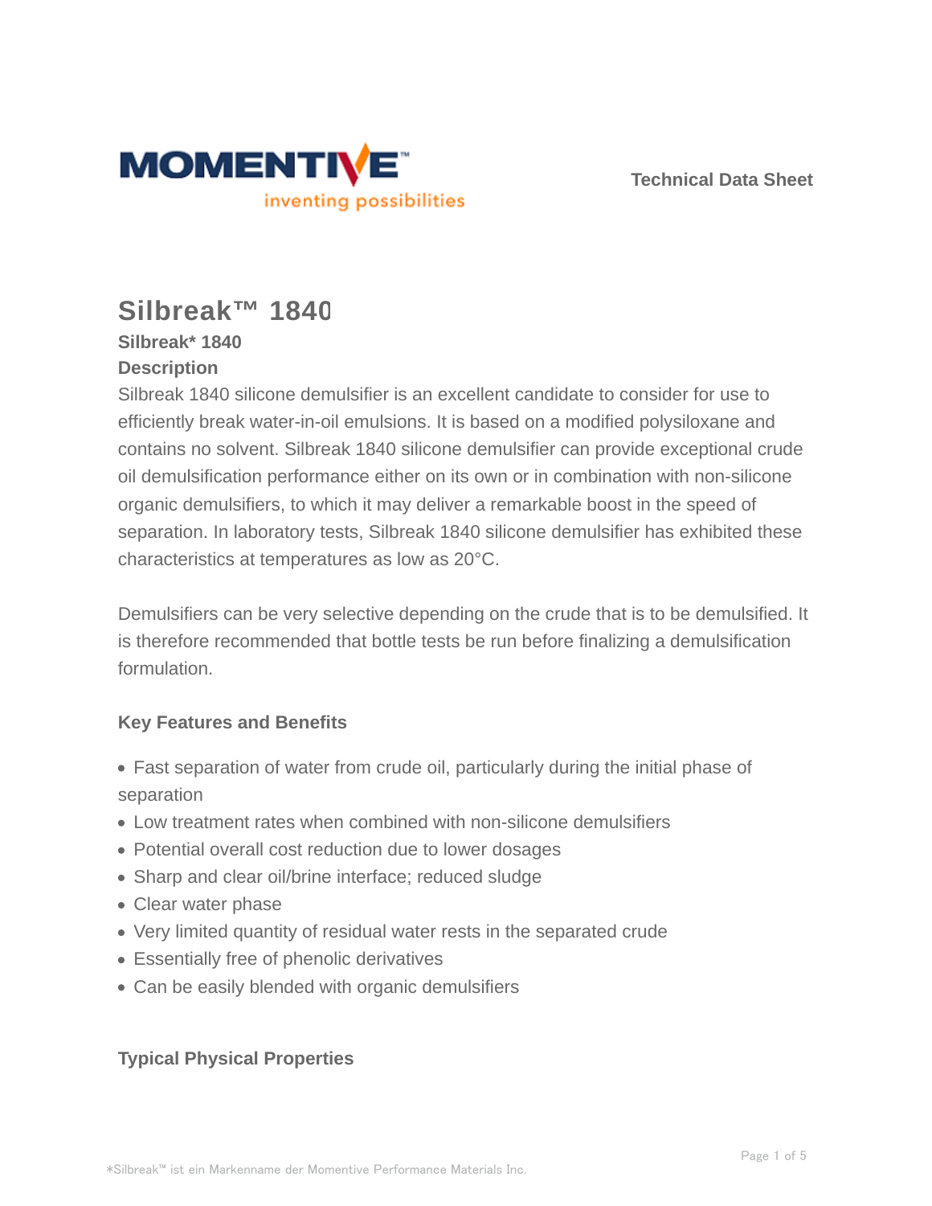Technical Data Sheet

# Silbreak™ 1840

**Silbreak* 1840**

**Description**

Silbreak 1840 silicone demulsifier is an excellent candidate to consider for use to efficiently break water-in-oil emulsions. It is based on a modified polysiloxane and contains no solvent. Silbreak 1840 silicone demulsifier can provide exceptional crude oil demulsification performance either on its own or in combination with non-silicone organic demulsifiers, to which it may deliver a remarkable boost in the speed of separation. In laboratory tests, Silbreak 1840 silicone demulsifier has exhibited these characteristics at temperatures as low as 20°C.

Demulsifiers can be very selective depending on the crude that is to be demulsified. It is therefore recommended that bottle tests be run before finalizing a demulsification formulation.

## Key Features and Benefits

- Fast separation of water from crude oil, particularly during the initial phase of separation
- Low treatment rates when combined with non-silicone demulsifiers
- Potential overall cost reduction due to lower dosages
- Sharp and clear oil/brine interface; reduced sludge
- Clear water phase
- Very limited quantity of residual water rests in the separated crude
- Essentially free of phenolic derivatives
- Can be easily blended with organic demulsifiers

## Typical Physical Properties

*Silbreak™ ist ein Markenname der Momentive Performance Materials Inc.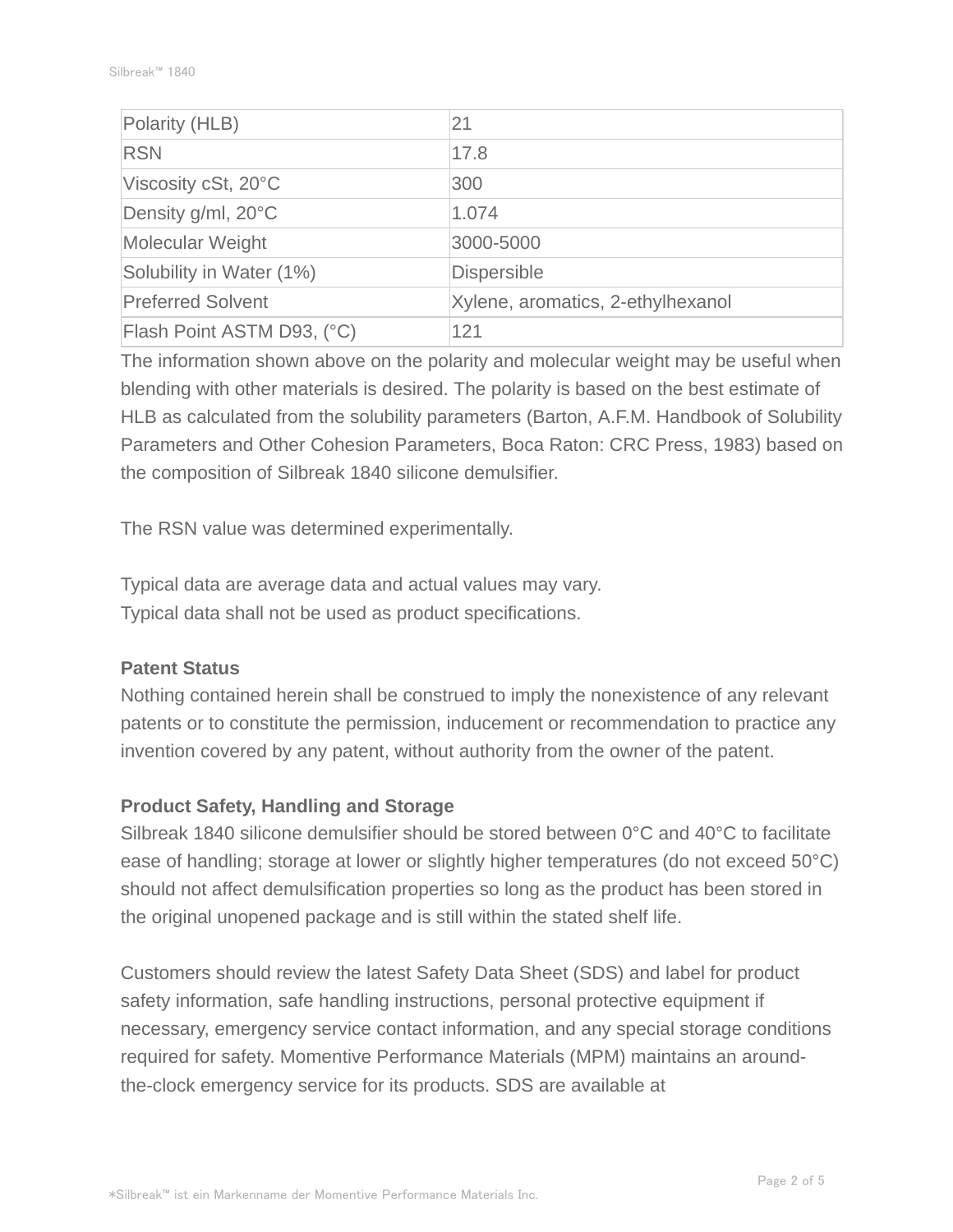| Polarity (HLB) | 21 |
| --- | --- |
| RSN | 17.8 |
| Viscosity cSt, 20°C | 300 |
| Density g/ml, 20°C | 1.074 |
| Molecular Weight | 3000-5000 |
| Solubility in Water (1%) | Dispersible |
| Preferred Solvent | Xylene, aromatics, 2-ethylhexanol |
| Flash Point ASTM D93, (°C) | 121 |

The information shown above on the polarity and molecular weight may be useful when blending with other materials is desired. The polarity is based on the best estimate of HLB as calculated from the solubility parameters (Barton, A.F.M. Handbook of Solubility Parameters and Other Cohesion Parameters, Boca Raton: CRC Press, 1983) based on the composition of Silbreak 1840 silicone demulsifier.

The RSN value was determined experimentally.

Typical data are average data and actual values may vary.
Typical data shall not be used as product specifications.

**Patent Status**

Nothing contained herein shall be construed to imply the nonexistence of any relevant patents or to constitute the permission, inducement or recommendation to practice any invention covered by any patent, without authority from the owner of the patent.

**Product Safety, Handling and Storage**

Silbreak 1840 silicone demulsifier should be stored between 0°C and 40°C to facilitate ease of handling; storage at lower or slightly higher temperatures (do not exceed 50°C) should not affect demulsification properties so long as the product has been stored in the original unopened package and is still within the stated shelf life.

Customers should review the latest Safety Data Sheet (SDS) and label for product safety information, safe handling instructions, personal protective equipment if necessary, emergency service contact information, and any special storage conditions required for safety. Momentive Performance Materials (MPM) maintains an around-the-clock emergency service for its products. SDS are available at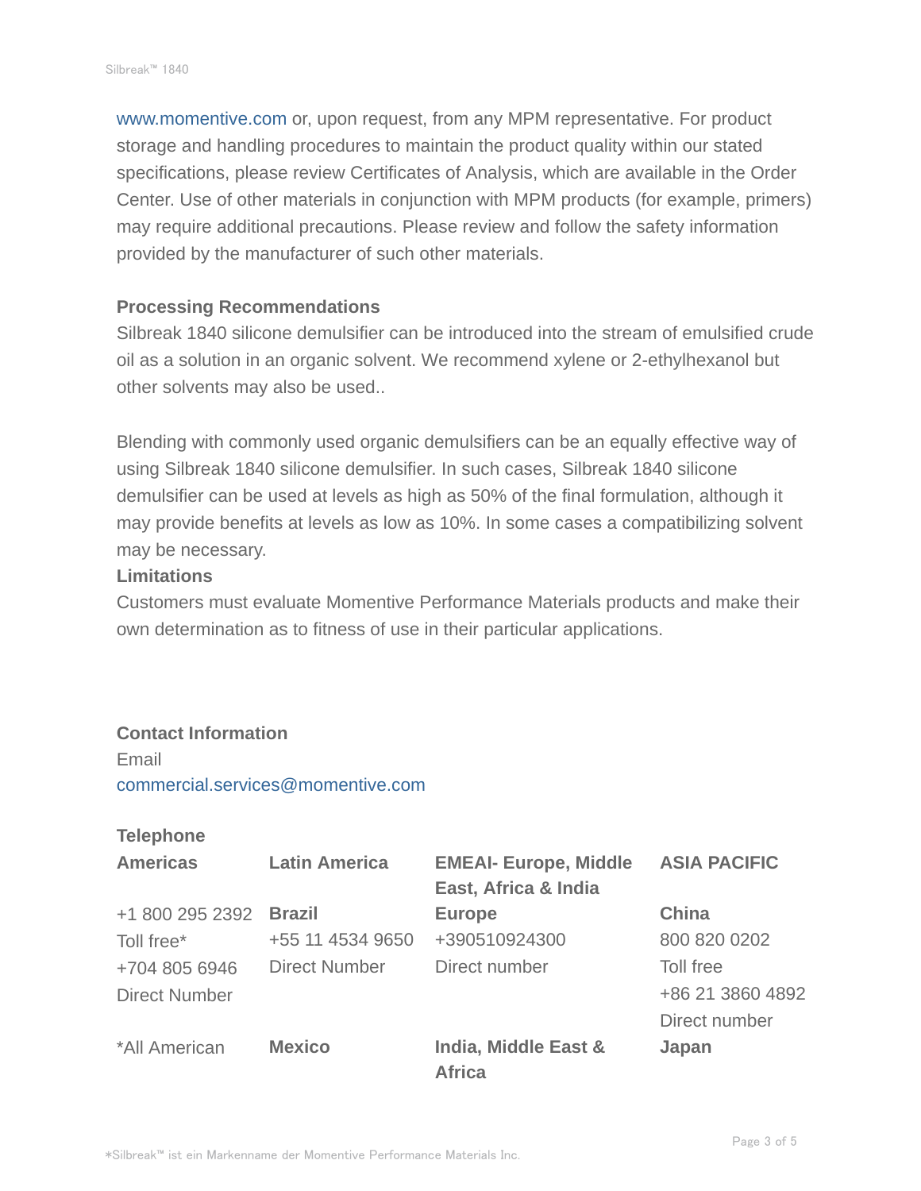www.momentive.com or, upon request, from any MPM representative. For product storage and handling procedures to maintain the product quality within our stated specifications, please review Certificates of Analysis, which are available in the Order Center. Use of other materials in conjunction with MPM products (for example, primers) may require additional precautions. Please review and follow the safety information provided by the manufacturer of such other materials.

### Processing Recommendations

Silbreak 1840 silicone demulsifier can be introduced into the stream of emulsified crude oil as a solution in an organic solvent. We recommend xylene or 2-ethylhexanol but other solvents may also be used..

Blending with commonly used organic demulsifiers can be an equally effective way of using Silbreak 1840 silicone demulsifier. In such cases, Silbreak 1840 silicone demulsifier can be used at levels as high as 50% of the final formulation, although it may provide benefits at levels as low as 10%. In some cases a compatibilizing solvent may be necessary.

### Limitations

Customers must evaluate Momentive Performance Materials products and make their own determination as to fitness of use in their particular applications.

### Contact Information

Email
commercial.services@momentive.com

**Telephone**

| Americas | Latin America | EMEAI- Europe, Middle East, Africa & India | ASIA PACIFIC |
|---|---|---|---|
| +1 800 295 2392 Toll free* +704 805 6946 Direct Number | **Brazil** +55 11 4534 9650 Direct Number | **Europe** +390510924300 Direct number | **China** 800 820 0202 Toll free +86 21 3860 4892 Direct number |
| *All American | **Mexico** | **India, Middle East & Africa** | **Japan** |

*Silbreak™ ist ein Markenname der Momentive Performance Materials Inc.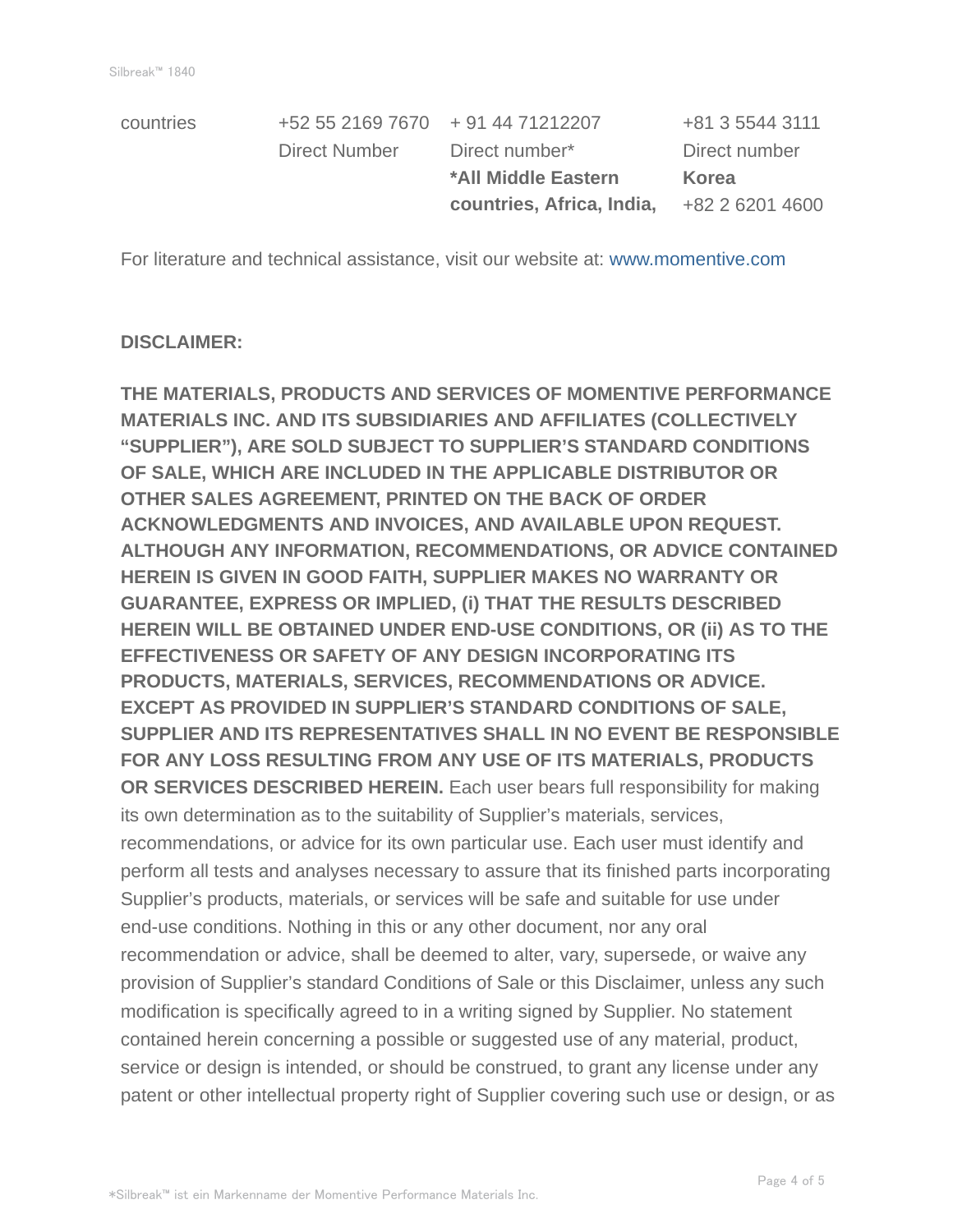| countries | +52 55 2169 7670 | + 91 44 71212207 | +81 3 5544 3111 |
|---|---|---|---|
| | Direct Number | Direct number* | Direct number |
| | | **\*All Middle Eastern countries, Africa, India,** | **Korea** +82 2 6201 4600 |

For literature and technical assistance, visit our website at: www.momentive.com

**DISCLAIMER:**

**THE MATERIALS, PRODUCTS AND SERVICES OF MOMENTIVE PERFORMANCE MATERIALS INC. AND ITS SUBSIDIARIES AND AFFILIATES (COLLECTIVELY "SUPPLIER"), ARE SOLD SUBJECT TO SUPPLIER'S STANDARD CONDITIONS OF SALE, WHICH ARE INCLUDED IN THE APPLICABLE DISTRIBUTOR OR OTHER SALES AGREEMENT, PRINTED ON THE BACK OF ORDER ACKNOWLEDGMENTS AND INVOICES, AND AVAILABLE UPON REQUEST. ALTHOUGH ANY INFORMATION, RECOMMENDATIONS, OR ADVICE CONTAINED HEREIN IS GIVEN IN GOOD FAITH, SUPPLIER MAKES NO WARRANTY OR GUARANTEE, EXPRESS OR IMPLIED, (i) THAT THE RESULTS DESCRIBED HEREIN WILL BE OBTAINED UNDER END-USE CONDITIONS, OR (ii) AS TO THE EFFECTIVENESS OR SAFETY OF ANY DESIGN INCORPORATING ITS PRODUCTS, MATERIALS, SERVICES, RECOMMENDATIONS OR ADVICE. EXCEPT AS PROVIDED IN SUPPLIER'S STANDARD CONDITIONS OF SALE, SUPPLIER AND ITS REPRESENTATIVES SHALL IN NO EVENT BE RESPONSIBLE FOR ANY LOSS RESULTING FROM ANY USE OF ITS MATERIALS, PRODUCTS OR SERVICES DESCRIBED HEREIN.** Each user bears full responsibility for making its own determination as to the suitability of Supplier's materials, services, recommendations, or advice for its own particular use. Each user must identify and perform all tests and analyses necessary to assure that its finished parts incorporating Supplier's products, materials, or services will be safe and suitable for use under end-use conditions. Nothing in this or any other document, nor any oral recommendation or advice, shall be deemed to alter, vary, supersede, or waive any provision of Supplier's standard Conditions of Sale or this Disclaimer, unless any such modification is specifically agreed to in a writing signed by Supplier. No statement contained herein concerning a possible or suggested use of any material, product, service or design is intended, or should be construed, to grant any license under any patent or other intellectual property right of Supplier covering such use or design, or as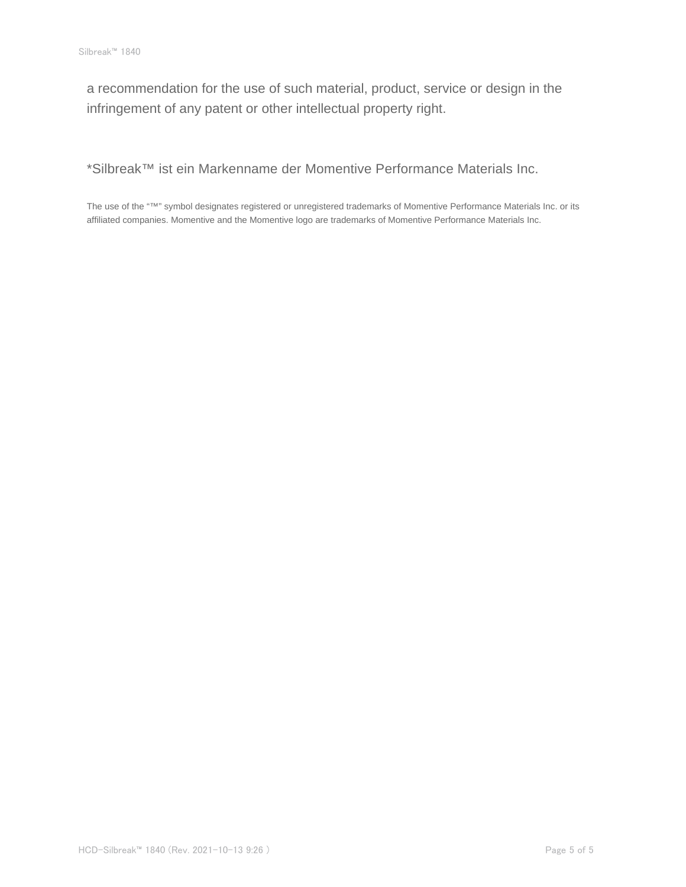a recommendation for the use of such material, product, service or design in the infringement of any patent or other intellectual property right.

*Silbreak™ ist ein Markenname der Momentive Performance Materials Inc.

The use of the "™" symbol designates registered or unregistered trademarks of Momentive Performance Materials Inc. or its affiliated companies. Momentive and the Momentive logo are trademarks of Momentive Performance Materials Inc.